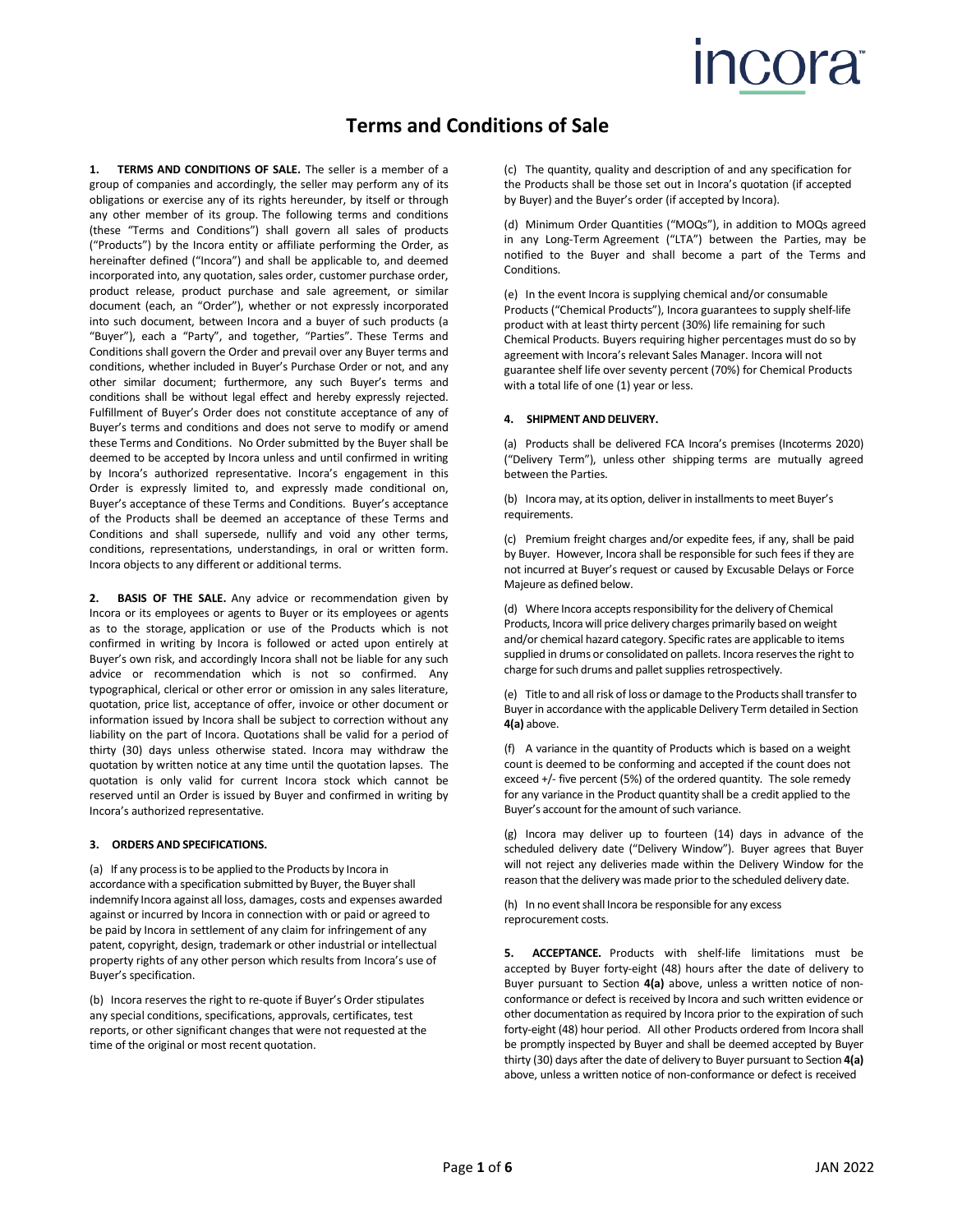# Terms and Conditions of Sale

**1. TERMS AND CONDITIONS OF SALE.** The seller is a member of a group of companies and accordingly, the seller may perform any of its obligations or exercise any of its rights hereunder, by itself or through any other member of its group. The following terms and conditions (these "Terms and Conditions") shall govern all sales of products ("Products") by the Incora entity or affiliate performing the Order, as hereinafter defined ("Incora") and shall be applicable to, and deemed incorporated into, any quotation, sales order, customer purchase order, product release, product purchase and sale agreement, or similar document (each, an "Order"), whether or not expressly incorporated into such document, between Incora and a buyer of such products (a "Buyer"), each a "Party", and together, "Parties". These Terms and Conditions shall govern the Order and prevail over any Buyer terms and conditions, whether included in Buyer's Purchase Order or not, and any other similar document; furthermore, any such Buyer's terms and conditions shall be without legal effect and hereby expressly rejected. Fulfillment of Buyer's Order does not constitute acceptance of any of Buyer's terms and conditions and does not serve to modify or amend these Terms and Conditions. No Order submitted by the Buyer shall be deemed to be accepted by Incora unless and until confirmed in writing by Incora's authorized representative. Incora's engagement in this Order is expressly limited to, and expressly made conditional on, Buyer's acceptance of these Terms and Conditions. Buyer's acceptance of the Products shall be deemed an acceptance of these Terms and Conditions and shall supersede, nullify and void any other terms, conditions, representations, understandings, in oral or written form. Incora objects to any different or additional terms.

**2. BASIS OF THE SALE.** Any advice or recommendation given by Incora or its employees or agents to Buyer or its employees or agents as to the storage, application or use of the Products which is not confirmed in writing by Incora is followed or acted upon entirely at Buyer's own risk, and accordingly Incora shall not be liable for any such advice or recommendation which is not so confirmed. Any typographical, clerical or other error or omission in any sales literature, quotation, price list, acceptance of offer, invoice or other document or information issued by Incora shall be subject to correction without any liability on the part of Incora. Quotations shall be valid for a period of thirty (30) days unless otherwise stated. Incora may withdraw the quotation by written notice at any time until the quotation lapses. The quotation is only valid for current Incora stock which cannot be reserved until an Order is issued by Buyer and confirmed in writing by Incora's authorized representative.

**3. ORDERS AND SPECIFICATIONS.**

(a) If any process is to be applied to the Products by Incora in accordance with a specification submitted by Buyer, the Buyer shall indemnify Incora against all loss, damages, costs and expenses awarded against or incurred by Incora in connection with or paid or agreed to be paid by Incora in settlement of any claim for infringement of any patent, copyright, design, trademark or other industrial or intellectual property rights of any other person which results from Incora's use of Buyer's specification.

(b) Incora reserves the right to re-quote if Buyer's Order stipulates any special conditions, specifications, approvals, certificates, test reports, or other significant changes that were not requested at the time of the original or most recent quotation.

(c) The quantity, quality and description of and any specification for the Products shall be those set out in Incora's quotation (if accepted by Buyer) and the Buyer's order (if accepted by Incora).

(d) Minimum Order Quantities ("MOQs"), in addition to MOQs agreed in any Long-Term Agreement ("LTA") between the Parties, may be notified to the Buyer and shall become a part of the Terms and Conditions.

(e) In the event Incora is supplying chemical and/or consumable Products ("Chemical Products"), Incora guarantees to supply shelf-life product with at least thirty percent (30%) life remaining for such Chemical Products. Buyers requiring higher percentages must do so by agreement with Incora's relevant Sales Manager. Incora will not guarantee shelf life over seventy percent (70%) for Chemical Products with a total life of one (1) year or less.

**4. SHIPMENT AND DELIVERY.**

(a) Products shall be delivered FCA Incora's premises (Incoterms 2020) ("Delivery Term"), unless other shipping terms are mutually agreed between the Parties.

(b) Incora may, at its option, deliver in installments to meet Buyer's requirements.

(c) Premium freight charges and/or expedite fees, if any, shall be paid by Buyer. However, Incora shall be responsible for such fees if they are not incurred at Buyer's request or caused by Excusable Delays or Force Majeure as defined below.

(d) Where Incora accepts responsibility for the delivery of Chemical Products, Incora will price delivery charges primarily based on weight and/or chemical hazard category. Specific rates are applicable to items supplied in drums or consolidated on pallets. Incora reserves the right to charge for such drums and pallet supplies retrospectively.

(e) Title to and all risk of loss or damage to the Products shall transfer to Buyer in accordance with the applicable Delivery Term detailed in Section **4(a)** above.

(f) A variance in the quantity of Products which is based on a weight count is deemed to be conforming and accepted if the count does not exceed +/- five percent (5%) of the ordered quantity. The sole remedy for any variance in the Product quantity shall be a credit applied to the Buyer's account for the amount of such variance.

(g) Incora may deliver up to fourteen (14) days in advance of the scheduled delivery date ("Delivery Window"). Buyer agrees that Buyer will not reject any deliveries made within the Delivery Window for the reason that the delivery was made prior to the scheduled delivery date.

(h) In no event shall Incora be responsible for any excess reprocurement costs.

**5. ACCEPTANCE.** Products with shelf-life limitations must be accepted by Buyer forty-eight (48) hours after the date of delivery to Buyer pursuant to Section **4(a)** above, unless a written notice of non-conformance or defect is received by Incora and such written evidence or other documentation as required by Incora prior to the expiration of such forty-eight (48) hour period. All other Products ordered from Incora shall be promptly inspected by Buyer and shall be deemed accepted by Buyer thirty (30) days after the date of delivery to Buyer pursuant to Section **4(a)** above, unless a written notice of non-conformance or defect is received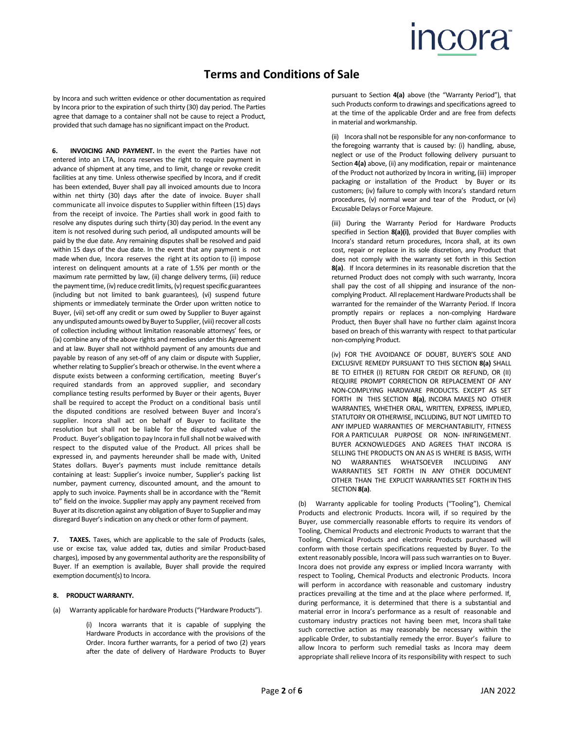by Incora and such written evidence or other documentation as required by Incora prior to the expiration of such thirty (30) day period. The Parties agree that damage to a container shall not be cause to reject a Product, provided that such damage has no significant impact on the Product.

**6. INVOICING AND PAYMENT.** In the event the Parties have not entered into an LTA, Incora reserves the right to require payment in advance of shipment at any time, and to limit, change or revoke credit facilities at any time. Unless otherwise specified by Incora, and if credit has been extended, Buyer shall pay all invoiced amounts due to Incora within net thirty (30) days after the date of invoice. Buyer shall communicate all invoice disputes to Supplier within fifteen (15) days from the receipt of invoice. The Parties shall work in good faith to resolve any disputes during such thirty (30) day period. In the event any item is not resolved during such period, all undisputed amounts will be paid by the due date. Any remaining disputes shall be resolved and paid within 15 days of the due date. In the event that any payment is not made when due, Incora reserves the right at its option to (i) impose interest on delinquent amounts at a rate of 1.5% per month or the maximum rate permitted by law, (ii) change delivery terms, (iii) reduce the payment time, (iv) reduce credit limits, (v) request specific guarantees (including but not limited to bank guarantees), (vi) suspend future shipments or immediately terminate the Order upon written notice to Buyer, (vii) set-off any credit or sum owed by Supplier to Buyer against any undisputed amounts owed by Buyer to Supplier, (viii) recover all costs of collection including without limitation reasonable attorneys' fees, or (ix) combine any of the above rights and remedies under this Agreement and at law. Buyer shall not withhold payment of any amounts due and payable by reason of any set-off of any claim or dispute with Supplier, whether relating to Supplier's breach or otherwise. In the event where a dispute exists between a conforming certification, meeting Buyer's required standards from an approved supplier, and secondary compliance testing results performed by Buyer or their agents, Buyer shall be required to accept the Product on a conditional basis until the disputed conditions are resolved between Buyer and Incora's supplier. Incora shall act on behalf of Buyer to facilitate the resolution but shall not be liable for the disputed value of the Product. Buyer's obligation to pay Incora in full shall not be waived with respect to the disputed value of the Product. All prices shall be expressed in, and payments hereunder shall be made with, United States dollars. Buyer's payments must include remittance details containing at least: Supplier's invoice number, Supplier's packing list number, payment currency, discounted amount, and the amount to apply to such invoice. Payments shall be in accordance with the "Remit to" field on the invoice. Supplier may apply any payment received from Buyer at its discretion against any obligation of Buyer to Supplier and may disregard Buyer's indication on any check or other form of payment.

**7. TAXES.** Taxes, which are applicable to the sale of Products (sales, use or excise tax, value added tax, duties and similar Product-based charges), imposed by any governmental authority are the responsibility of Buyer. If an exemption is available, Buyer shall provide the required exemption document(s) to Incora.

**8. PRODUCT WARRANTY.**

(a) Warranty applicable for hardware Products ("Hardware Products").

(i) Incora warrants that it is capable of supplying the Hardware Products in accordance with the provisions of the Order. Incora further warrants, for a period of two (2) years after the date of delivery of Hardware Products to Buyer pursuant to Section **4(a)** above (the "Warranty Period"), that such Products conform to drawings and specifications agreed to at the time of the applicable Order and are free from defects in material and workmanship.

(ii) Incora shall not be responsible for any non-conformance to the foregoing warranty that is caused by: (i) handling, abuse, neglect or use of the Product following delivery pursuant to Section **4(a)** above, (ii) any modification, repair or maintenance of the Product not authorized by Incora in writing, (iii) improper packaging or installation of the Product by Buyer or its customers; (iv) failure to comply with Incora's standard return procedures, (v) normal wear and tear of the Product, or (vi) Excusable Delays or Force Majeure.

(iii) During the Warranty Period for Hardware Products specified in Section **8(a)(i)**, provided that Buyer complies with Incora's standard return procedures, Incora shall, at its own cost, repair or replace in its sole discretion, any Product that does not comply with the warranty set forth in this Section **8(a)**. If Incora determines in its reasonable discretion that the returned Product does not comply with such warranty, Incora shall pay the cost of all shipping and insurance of the non-complying Product. All replacement Hardware Products shall be warranted for the remainder of the Warranty Period. If Incora promptly repairs or replaces a non-complying Hardware Product, then Buyer shall have no further claim against Incora based on breach of this warranty with respect to that particular non-complying Product.

(iv) FOR THE AVOIDANCE OF DOUBT, BUYER'S SOLE AND EXCLUSIVE REMEDY PURSUANT TO THIS SECTION **8(a)** SHALL BE TO EITHER (I) RETURN FOR CREDIT OR REFUND, OR (II) REQUIRE PROMPT CORRECTION OR REPLACEMENT OF ANY NON-COMPLYING HARDWARE PRODUCTS. EXCEPT AS SET FORTH IN THIS SECTION **8(a)**, INCORA MAKES NO OTHER WARRANTIES, WHETHER ORAL, WRITTEN, EXPRESS, IMPLIED, STATUTORY OR OTHERWISE, INCLUDING, BUT NOT LIMITED TO ANY IMPLIED WARRANTIES OF MERCHANTABILITY, FITNESS FOR A PARTICULAR PURPOSE OR NON- INFRINGEMENT. BUYER ACKNOWLEDGES AND AGREES THAT INCORA IS SELLING THE PRODUCTS ON AN AS IS WHERE IS BASIS, WITH NO WARRANTIES WHATSOEVER INCLUDING ANY WARRANTIES SET FORTH IN ANY OTHER DOCUMENT OTHER THAN THE EXPLICIT WARRANTIES SET FORTH IN THIS SECTION **8(a)**.

(b) Warranty applicable for tooling Products ("Tooling"), Chemical Products and electronic Products. Incora will, if so required by the Buyer, use commercially reasonable efforts to require its vendors of Tooling, Chemical Products and electronic Products to warrant that the Tooling, Chemical Products and electronic Products purchased will conform with those certain specifications requested by Buyer. To the extent reasonably possible, Incora will pass such warranties on to Buyer. Incora does not provide any express or implied Incora warranty with respect to Tooling, Chemical Products and electronic Products. Incora will perform in accordance with reasonable and customary industry practices prevailing at the time and at the place where performed. If, during performance, it is determined that there is a substantial and material error in Incora's performance as a result of reasonable and customary industry practices not having been met, Incora shall take such corrective action as may reasonably be necessary within the applicable Order, to substantially remedy the error. Buyer's failure to allow Incora to perform such remedial tasks as Incora may deem appropriate shall relieve Incora of its responsibility with respect to such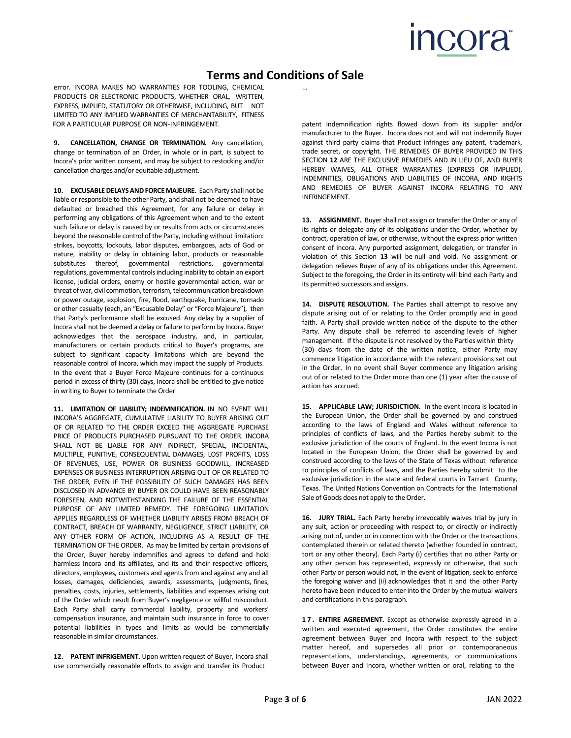error. INCORA MAKES NO WARRANTIES FOR TOOLING, CHEMICAL PRODUCTS OR ELECTRONIC PRODUCTS, WHETHER ORAL, WRITTEN, EXPRESS, IMPLIED, STATUTORY OR OTHERWISE, INCLUDING, BUT NOT LIMITED TO ANY IMPLIED WARRANTIES OF MERCHANTABILITY, FITNESS FOR A PARTICULAR PURPOSE OR NON-INFRINGEMENT.

**9. CANCELLATION, CHANGE OR TERMINATION.** Any cancellation, change or termination of an Order, in whole or in part, is subject to Incora's prior written consent, and may be subject to restocking and/or cancellation charges and/or equitable adjustment.

**10. EXCUSABLE DELAYS AND FORCE MAJEURE.** Each Party shall not be liable or responsible to the other Party, and shall not be deemed to have defaulted or breached this Agreement, for any failure or delay in performing any obligations of this Agreement when and to the extent such failure or delay is caused by or results from acts or circumstances beyond the reasonable control of the Party, including without limitation: strikes, boycotts, lockouts, labor disputes, embargoes, acts of God or nature, inability or delay in obtaining labor, products or reasonable substitutes thereof, governmental restrictions, governmental regulations, governmental controls including inability to obtain an export license, judicial orders, enemy or hostile governmental action, war or threat of war, civil commotion, terrorism, telecommunication breakdown or power outage, explosion, fire, flood, earthquake, hurricane, tornado or other casualty (each, an "Excusable Delay" or "Force Majeure"), then that Party's performance shall be excused. Any delay by a supplier of Incora shall not be deemed a delay or failure to perform by Incora. Buyer acknowledges that the aerospace industry, and, in particular, manufacturers or certain products critical to Buyer's programs, are subject to significant capacity limitations which are beyond the reasonable control of Incora, which may impact the supply of Products. In the event that a Buyer Force Majeure continues for a continuous period in excess of thirty (30) days, Incora shall be entitled to give notice in writing to Buyer to terminate the Order

**11. LIMITATION OF LIABILITY; INDEMNIFICATION.** IN NO EVENT WILL INCORA'S AGGREGATE, CUMULATIVE LIABILITY TO BUYER ARISING OUT OF OR RELATED TO THE ORDER EXCEED THE AGGREGATE PURCHASE PRICE OF PRODUCTS PURCHASED PURSUANT TO THE ORDER. INCORA SHALL NOT BE LIABLE FOR ANY INDIRECT, SPECIAL, INCIDENTAL, MULTIPLE, PUNITIVE, CONSEQUENTIAL DAMAGES, LOST PROFITS, LOSS OF REVENUES, USE, POWER OR BUSINESS GOODWILL, INCREASED EXPENSES OR BUSINESS INTERRUPTION ARISING OUT OF OR RELATED TO THE ORDER, EVEN IF THE POSSIBILITY OF SUCH DAMAGES HAS BEEN DISCLOSED IN ADVANCE BY BUYER OR COULD HAVE BEEN REASONABLY FORESEEN, AND NOTWITHSTANDING THE FAILURE OF THE ESSENTIAL PURPOSE OF ANY LIMITED REMEDY. THE FOREGOING LIMITATION APPLIES REGARDLESS OF WHETHER LIABILITY ARISES FROM BREACH OF CONTRACT, BREACH OF WARRANTY, NEGLIGENCE, STRICT LIABILITY, OR ANY OTHER FORM OF ACTION, INCLUDING AS A RESULT OF THE TERMINATION OF THE ORDER. As may be limited by certain provisions of the Order, Buyer hereby indemnifies and agrees to defend and hold harmless Incora and its affiliates, and its and their respective officers, directors, employees, customers and agents from and against any and all losses, damages, deficiencies, awards, assessments, judgments, fines, penalties, costs, injuries, settlements, liabilities and expenses arising out of the Order which result from Buyer's negligence or willful misconduct. Each Party shall carry commercial liability, property and workers' compensation insurance, and maintain such insurance in force to cover potential liabilities in types and limits as would be commercially reasonable in similar circumstances.

**12. PATENT INFRIGEMENT.** Upon written request of Buyer, Incora shall use commercially reasonable efforts to assign and transfer its Product patent indemnification rights flowed down from its supplier and/or manufacturer to the Buyer. Incora does not and will not indemnify Buyer against third party claims that Product infringes any patent, trademark, trade secret, or copyright. THE REMEDIES OF BUYER PROVIDED IN THIS SECTION **12** ARE THE EXCLUSIVE REMEDIES AND IN LIEU OF, AND BUYER HEREBY WAIVES, ALL OTHER WARRANTIES (EXPRESS OR IMPLIED), INDEMNITIES, OBLIGATIONS AND LIABILITIES OF INCORA, AND RIGHTS AND REMEDIES OF BUYER AGAINST INCORA RELATING TO ANY INFRINGEMENT.

**13. ASSIGNMENT.** Buyer shall not assign or transfer the Order or any of its rights or delegate any of its obligations under the Order, whether by contract, operation of law, or otherwise, without the express prior written consent of Incora. Any purported assignment, delegation, or transfer in violation of this Section **13** will be null and void. No assignment or delegation relieves Buyer of any of its obligations under this Agreement. Subject to the foregoing, the Order in its entirety will bind each Party and its permitted successors and assigns.

**14. DISPUTE RESOLUTION.** The Parties shall attempt to resolve any dispute arising out of or relating to the Order promptly and in good faith. A Party shall provide written notice of the dispute to the other Party. Any dispute shall be referred to ascending levels of higher management. If the dispute is not resolved by the Parties within thirty (30) days from the date of the written notice, either Party may commence litigation in accordance with the relevant provisions set out in the Order. In no event shall Buyer commence any litigation arising out of or related to the Order more than one (1) year after the cause of action has accrued.

**15. APPLICABLE LAW; JURISDICTION.** In the event Incora is located in the European Union, the Order shall be governed by and construed according to the laws of England and Wales without reference to principles of conflicts of laws, and the Parties hereby submit to the exclusive jurisdiction of the courts of England. In the event Incora is not located in the European Union, the Order shall be governed by and construed according to the laws of the State of Texas without reference to principles of conflicts of laws, and the Parties hereby submit to the exclusive jurisdiction in the state and federal courts in Tarrant County, Texas. The United Nations Convention on Contracts for the International Sale of Goods does not apply to the Order.

**16. JURY TRIAL.** Each Party hereby irrevocably waives trial by jury in any suit, action or proceeding with respect to, or directly or indirectly arising out of, under or in connection with the Order or the transactions contemplated therein or related thereto (whether founded in contract, tort or any other theory). Each Party (i) certifies that no other Party or any other person has represented, expressly or otherwise, that such other Party or person would not, in the event of litigation, seek to enforce the foregoing waiver and (ii) acknowledges that it and the other Party hereto have been induced to enter into the Order by the mutual waivers and certifications in this paragraph.

**17. ENTIRE AGREEMENT.** Except as otherwise expressly agreed in a written and executed agreement, the Order constitutes the entire agreement between Buyer and Incora with respect to the subject matter hereof, and supersedes all prior or contemporaneous representations, understandings, agreements, or communications between Buyer and Incora, whether written or oral, relating to the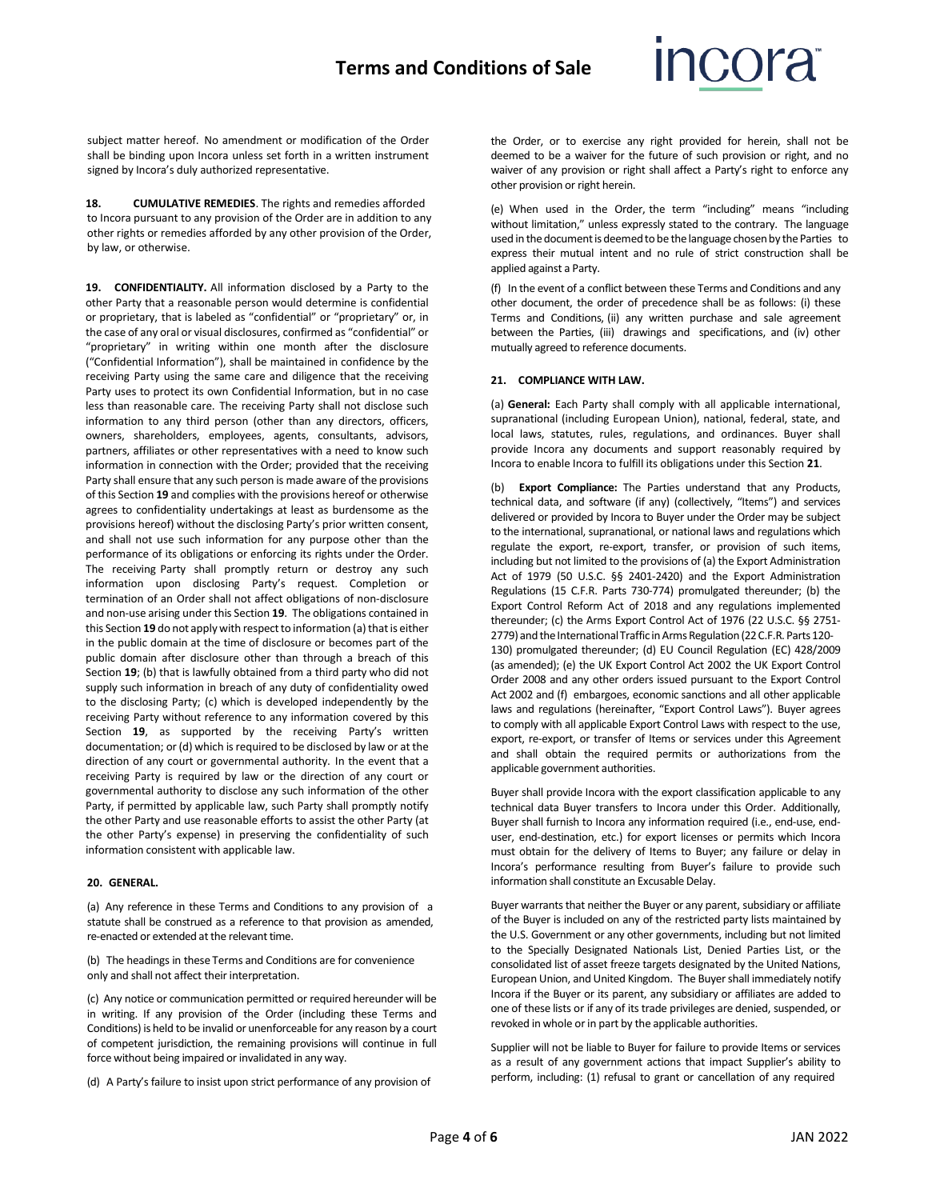subject matter hereof. No amendment or modification of the Order shall be binding upon Incora unless set forth in a written instrument signed by Incora's duly authorized representative.

**18. CUMULATIVE REMEDIES**. The rights and remedies afforded to Incora pursuant to any provision of the Order are in addition to any other rights or remedies afforded by any other provision of the Order, by law, or otherwise.

**19. CONFIDENTIALITY.** All information disclosed by a Party to the other Party that a reasonable person would determine is confidential or proprietary, that is labeled as "confidential" or "proprietary" or, in the case of any oral or visual disclosures, confirmed as "confidential" or "proprietary" in writing within one month after the disclosure ("Confidential Information"), shall be maintained in confidence by the receiving Party using the same care and diligence that the receiving Party uses to protect its own Confidential Information, but in no case less than reasonable care. The receiving Party shall not disclose such information to any third person (other than any directors, officers, owners, shareholders, employees, agents, consultants, advisors, partners, affiliates or other representatives with a need to know such information in connection with the Order; provided that the receiving Party shall ensure that any such person is made aware of the provisions of this Section **19** and complies with the provisions hereof or otherwise agrees to confidentiality undertakings at least as burdensome as the provisions hereof) without the disclosing Party's prior written consent, and shall not use such information for any purpose other than the performance of its obligations or enforcing its rights under the Order. The receiving Party shall promptly return or destroy any such information upon disclosing Party's request. Completion or termination of an Order shall not affect obligations of non-disclosure and non-use arising under this Section **19**. The obligations contained in this Section **19** do not apply with respect to information (a) that is either in the public domain at the time of disclosure or becomes part of the public domain after disclosure other than through a breach of this Section **19**; (b) that is lawfully obtained from a third party who did not supply such information in breach of any duty of confidentiality owed to the disclosing Party; (c) which is developed independently by the receiving Party without reference to any information covered by this Section **19**, as supported by the receiving Party's written documentation; or (d) which is required to be disclosed by law or at the direction of any court or governmental authority. In the event that a receiving Party is required by law or the direction of any court or governmental authority to disclose any such information of the other Party, if permitted by applicable law, such Party shall promptly notify the other Party and use reasonable efforts to assist the other Party (at the other Party's expense) in preserving the confidentiality of such information consistent with applicable law.

**20. GENERAL.**

(a) Any reference in these Terms and Conditions to any provision of a statute shall be construed as a reference to that provision as amended, re-enacted or extended at the relevant time.

(b) The headings in these Terms and Conditions are for convenience only and shall not affect their interpretation.

(c) Any notice or communication permitted or required hereunder will be in writing. If any provision of the Order (including these Terms and Conditions) is held to be invalid or unenforceable for any reason by a court of competent jurisdiction, the remaining provisions will continue in full force without being impaired or invalidated in any way.

(d) A Party's failure to insist upon strict performance of any provision of the Order, or to exercise any right provided for herein, shall not be deemed to be a waiver for the future of such provision or right, and no waiver of any provision or right shall affect a Party's right to enforce any other provision or right herein.

(e) When used in the Order, the term "including" means "including without limitation," unless expressly stated to the contrary. The language used in the document is deemed to be the language chosen by the Parties to express their mutual intent and no rule of strict construction shall be applied against a Party.

(f) In the event of a conflict between these Terms and Conditions and any other document, the order of precedence shall be as follows: (i) these Terms and Conditions, (ii) any written purchase and sale agreement between the Parties, (iii) drawings and specifications, and (iv) other mutually agreed to reference documents.

**21. COMPLIANCE WITH LAW.**

(a) **General:** Each Party shall comply with all applicable international, supranational (including European Union), national, federal, state, and local laws, statutes, rules, regulations, and ordinances. Buyer shall provide Incora any documents and support reasonably required by Incora to enable Incora to fulfill its obligations under this Section **21**.

(b) **Export Compliance:** The Parties understand that any Products, technical data, and software (if any) (collectively, "Items") and services delivered or provided by Incora to Buyer under the Order may be subject to the international, supranational, or national laws and regulations which regulate the export, re-export, transfer, or provision of such items, including but not limited to the provisions of (a) the Export Administration Act of 1979 (50 U.S.C. §§ 2401-2420) and the Export Administration Regulations (15 C.F.R. Parts 730-774) promulgated thereunder; (b) the Export Control Reform Act of 2018 and any regulations implemented thereunder; (c) the Arms Export Control Act of 1976 (22 U.S.C. §§ 2751-2779) and the International Traffic in Arms Regulation (22 C.F.R. Parts 120-130) promulgated thereunder; (d) EU Council Regulation (EC) 428/2009 (as amended); (e) the UK Export Control Act 2002 the UK Export Control Order 2008 and any other orders issued pursuant to the Export Control Act 2002 and (f) embargoes, economic sanctions and all other applicable laws and regulations (hereinafter, "Export Control Laws"). Buyer agrees to comply with all applicable Export Control Laws with respect to the use, export, re-export, or transfer of Items or services under this Agreement and shall obtain the required permits or authorizations from the applicable government authorities.

Buyer shall provide Incora with the export classification applicable to any technical data Buyer transfers to Incora under this Order. Additionally, Buyer shall furnish to Incora any information required (i.e., end-use, end-user, end-destination, etc.) for export licenses or permits which Incora must obtain for the delivery of Items to Buyer; any failure or delay in Incora's performance resulting from Buyer's failure to provide such information shall constitute an Excusable Delay.

Buyer warrants that neither the Buyer or any parent, subsidiary or affiliate of the Buyer is included on any of the restricted party lists maintained by the U.S. Government or any other governments, including but not limited to the Specially Designated Nationals List, Denied Parties List, or the consolidated list of asset freeze targets designated by the United Nations, European Union, and United Kingdom. The Buyer shall immediately notify Incora if the Buyer or its parent, any subsidiary or affiliates are added to one of these lists or if any of its trade privileges are denied, suspended, or revoked in whole or in part by the applicable authorities.

Supplier will not be liable to Buyer for failure to provide Items or services as a result of any government actions that impact Supplier's ability to perform, including: (1) refusal to grant or cancellation of any required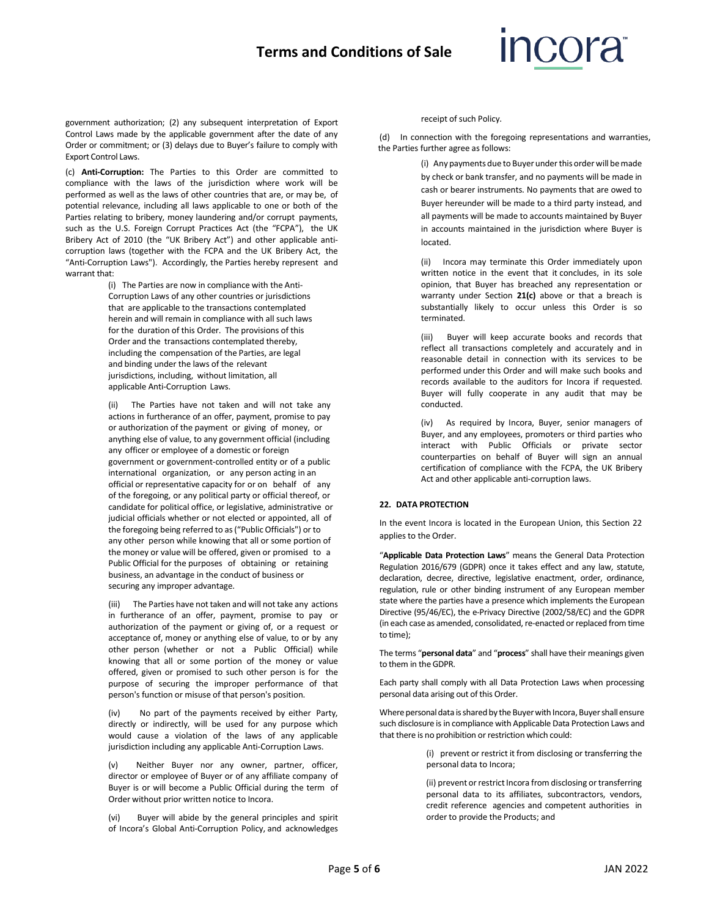government authorization; (2) any subsequent interpretation of Export Control Laws made by the applicable government after the date of any Order or commitment; or (3) delays due to Buyer's failure to comply with Export Control Laws.

(c) **Anti-Corruption:** The Parties to this Order are committed to compliance with the laws of the jurisdiction where work will be performed as well as the laws of other countries that are, or may be, of potential relevance, including all laws applicable to one or both of the Parties relating to bribery, money laundering and/or corrupt payments, such as the U.S. Foreign Corrupt Practices Act (the "FCPA"), the UK Bribery Act of 2010 (the "UK Bribery Act") and other applicable anti-corruption laws (together with the FCPA and the UK Bribery Act, the "Anti-Corruption Laws"). Accordingly, the Parties hereby represent and warrant that:

(i) The Parties are now in compliance with the Anti-Corruption Laws of any other countries or jurisdictions that are applicable to the transactions contemplated herein and will remain in compliance with all such laws for the duration of this Order. The provisions of this Order and the transactions contemplated thereby, including the compensation of the Parties, are legal and binding under the laws of the relevant jurisdictions, including, without limitation, all applicable Anti-Corruption Laws.

(ii) The Parties have not taken and will not take any actions in furtherance of an offer, payment, promise to pay or authorization of the payment or giving of money, or anything else of value, to any government official (including any officer or employee of a domestic or foreign government or government-controlled entity or of a public international organization, or any person acting in an official or representative capacity for or on behalf of any of the foregoing, or any political party or official thereof, or candidate for political office, or legislative, administrative or judicial officials whether or not elected or appointed, all of the foregoing being referred to as ("Public Officials") or to any other person while knowing that all or some portion of the money or value will be offered, given or promised to a Public Official for the purposes of obtaining or retaining business, an advantage in the conduct of business or securing any improper advantage.

(iii) The Parties have not taken and will not take any actions in furtherance of an offer, payment, promise to pay or authorization of the payment or giving of, or a request or acceptance of, money or anything else of value, to or by any other person (whether or not a Public Official) while knowing that all or some portion of the money or value offered, given or promised to such other person is for the purpose of securing the improper performance of that person's function or misuse of that person's position.

(iv) No part of the payments received by either Party, directly or indirectly, will be used for any purpose which would cause a violation of the laws of any applicable jurisdiction including any applicable Anti-Corruption Laws.

(v) Neither Buyer nor any owner, partner, officer, director or employee of Buyer or of any affiliate company of Buyer is or will become a Public Official during the term of Order without prior written notice to Incora.

(vi) Buyer will abide by the general principles and spirit of Incora's Global Anti-Corruption Policy, and acknowledges receipt of such Policy.

(d) In connection with the foregoing representations and warranties, the Parties further agree as follows:

(i) Any payments due to Buyer under this order will be made by check or bank transfer, and no payments will be made in cash or bearer instruments. No payments that are owed to Buyer hereunder will be made to a third party instead, and all payments will be made to accounts maintained by Buyer in accounts maintained in the jurisdiction where Buyer is located.

(ii) Incora may terminate this Order immediately upon written notice in the event that it concludes, in its sole opinion, that Buyer has breached any representation or warranty under Section **21(c)** above or that a breach is substantially likely to occur unless this Order is so terminated.

(iii) Buyer will keep accurate books and records that reflect all transactions completely and accurately and in reasonable detail in connection with its services to be performed under this Order and will make such books and records available to the auditors for Incora if requested. Buyer will fully cooperate in any audit that may be conducted.

(iv) As required by Incora, Buyer, senior managers of Buyer, and any employees, promoters or third parties who interact with Public Officials or private sector counterparties on behalf of Buyer will sign an annual certification of compliance with the FCPA, the UK Bribery Act and other applicable anti-corruption laws.

**22. DATA PROTECTION**

In the event Incora is located in the European Union, this Section 22 applies to the Order.

"**Applicable Data Protection Laws**" means the General Data Protection Regulation 2016/679 (GDPR) once it takes effect and any law, statute, declaration, decree, directive, legislative enactment, order, ordinance, regulation, rule or other binding instrument of any European member state where the parties have a presence which implements the European Directive (95/46/EC), the e-Privacy Directive (2002/58/EC) and the GDPR (in each case as amended, consolidated, re-enacted or replaced from time to time);

The terms "**personal data**" and "**process**" shall have their meanings given to them in the GDPR.

Each party shall comply with all Data Protection Laws when processing personal data arising out of this Order.

Where personal data is shared by the Buyer with Incora, Buyer shall ensure such disclosure is in compliance with Applicable Data Protection Laws and that there is no prohibition or restriction which could:

(i) prevent or restrict it from disclosing or transferring the personal data to Incora;

(ii) prevent or restrict Incora from disclosing or transferring personal data to its affiliates, subcontractors, vendors, credit reference agencies and competent authorities in order to provide the Products; and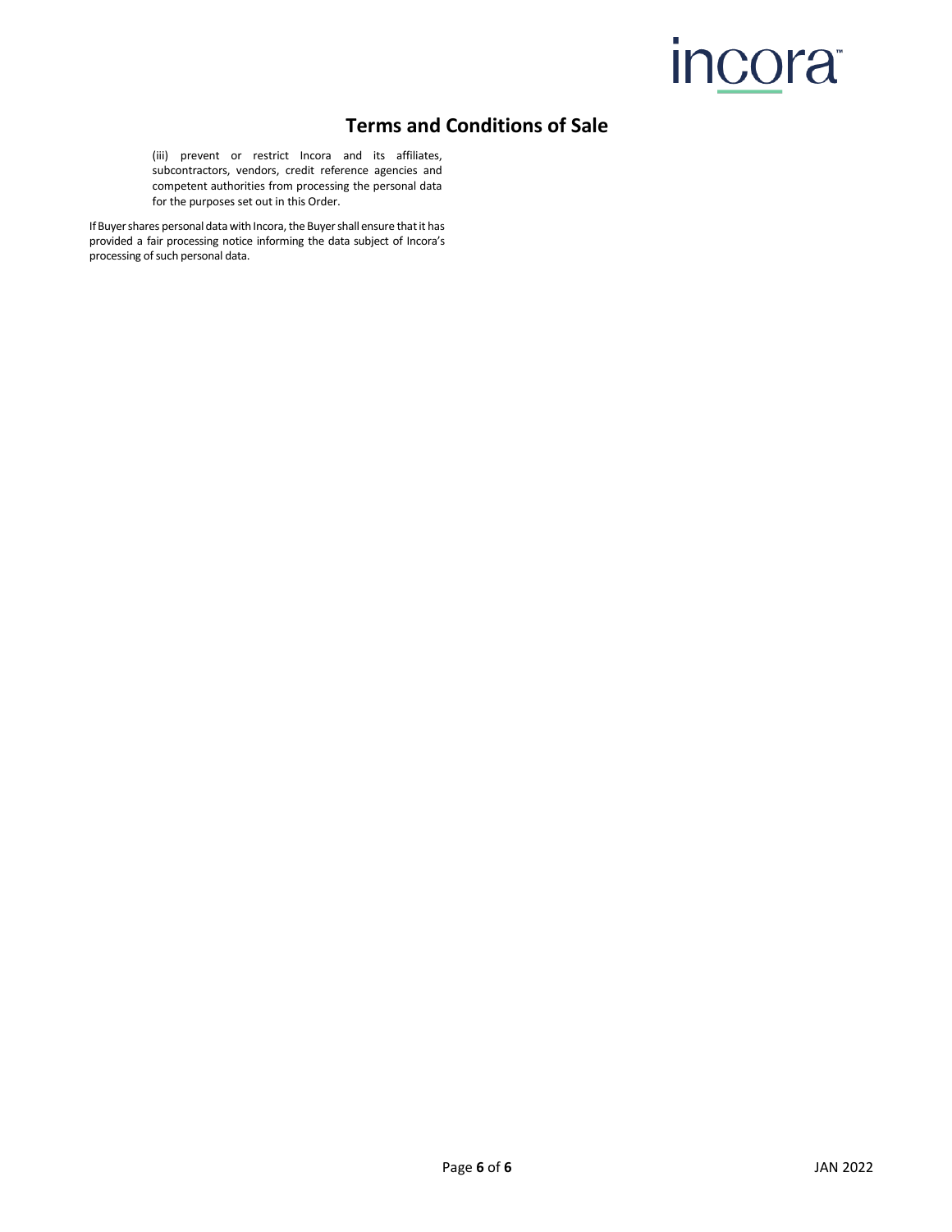(iii) prevent or restrict Incora and its affiliates, subcontractors, vendors, credit reference agencies and competent authorities from processing the personal data for the purposes set out in this Order.

If Buyer shares personal data with Incora, the Buyer shall ensure that it has provided a fair processing notice informing the data subject of Incora's processing of such personal data.